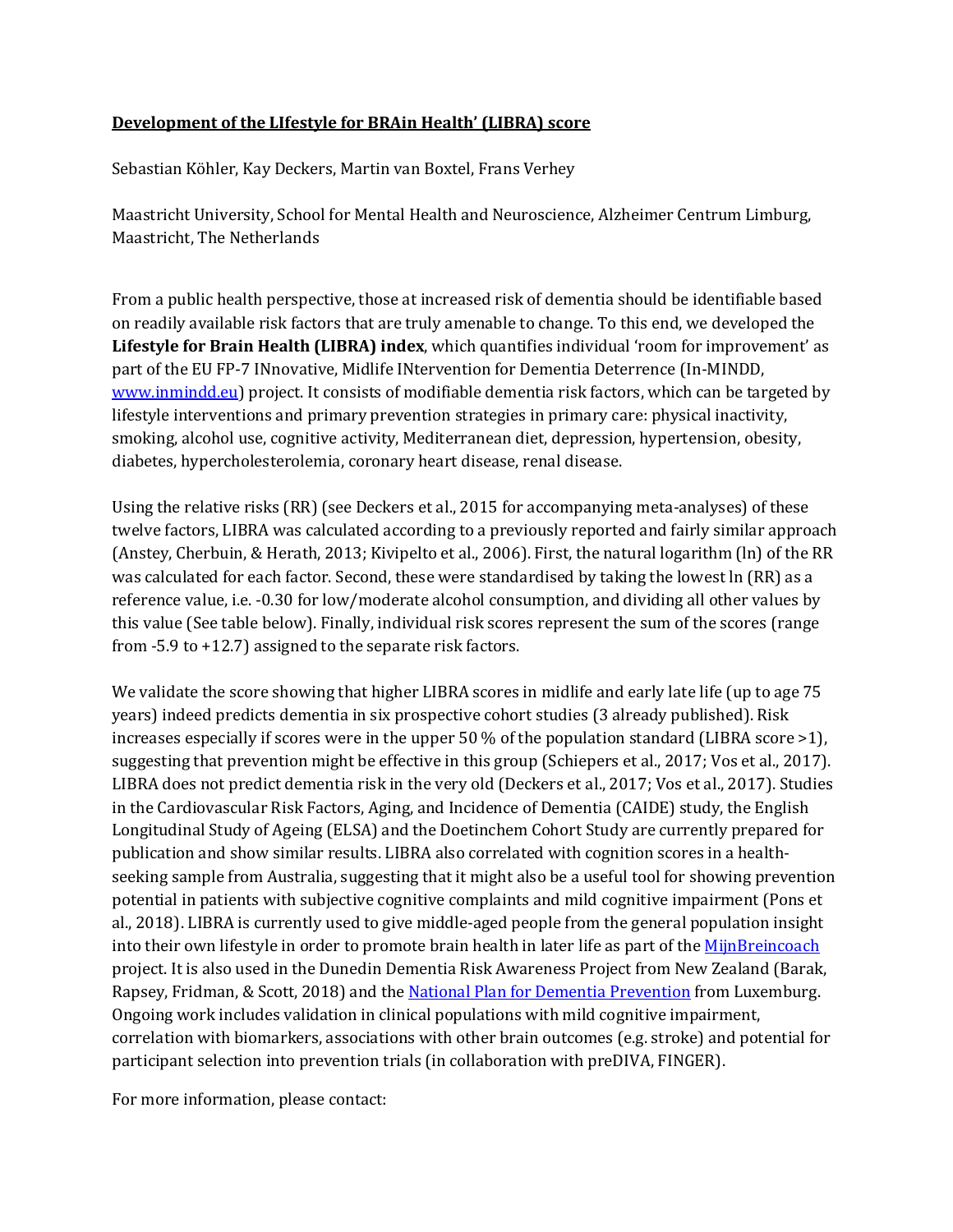**<u>Development of the LIfestyle for BRAin Health' (LIBRA) score</u>**

Sebastian Köhler, Kay Deckers, Martin van Boxtel, Frans Verhey

Maastricht University, School for Mental Health and Neuroscience, Alzheimer Centrum Limburg, Maastricht, The Netherlands

From a public health perspective, those at increased risk of dementia should be identifiable based on readily available risk factors that are truly amenable to change. To this end, we developed the **Lifestyle for Brain Health (LIBRA) index**, which quantifies individual 'room for improvement' as part of the EU FP-7 INnovative, Midlife INtervention for Dementia Deterrence (In-MINDD, [www.inmindd.eu](www.inmindd.eu)) project. It consists of modifiable dementia risk factors, which can be targeted by lifestyle interventions and primary prevention strategies in primary care: physical inactivity, smoking, alcohol use, cognitive activity, Mediterranean diet, depression, hypertension, obesity, diabetes, hypercholesterolemia, coronary heart disease, renal disease.

Using the relative risks (RR) (see Deckers et al., 2015 for accompanying meta-analyses) of these twelve factors, LIBRA was calculated according to a previously reported and fairly similar approach (Anstey, Cherbuin, & Herath, 2013; Kivipelto et al., 2006). First, the natural logarithm (ln) of the RR was calculated for each factor. Second, these were standardised by taking the lowest ln (RR) as a reference value, i.e. -0.30 for low/moderate alcohol consumption, and dividing all other values by this value (See table below). Finally, individual risk scores represent the sum of the scores (range from -5.9 to +12.7) assigned to the separate risk factors.

We validate the score showing that higher LIBRA scores in midlife and early late life (up to age 75 years) indeed predicts dementia in six prospective cohort studies (3 already published). Risk increases especially if scores were in the upper 50 % of the population standard (LIBRA score >1), suggesting that prevention might be effective in this group (Schiepers et al., 2017; Vos et al., 2017). LIBRA does not predict dementia risk in the very old (Deckers et al., 2017; Vos et al., 2017). Studies in the Cardiovascular Risk Factors, Aging, and Incidence of Dementia (CAIDE) study, the English Longitudinal Study of Ageing (ELSA) and the Doetinchem Cohort Study are currently prepared for publication and show similar results. LIBRA also correlated with cognition scores in a health-seeking sample from Australia, suggesting that it might also be a useful tool for showing prevention potential in patients with subjective cognitive complaints and mild cognitive impairment (Pons et al., 2018). LIBRA is currently used to give middle-aged people from the general population insight into their own lifestyle in order to promote brain health in later life as part of the [MijnBreincoach]() project. It is also used in the Dunedin Dementia Risk Awareness Project from New Zealand (Barak, Rapsey, Fridman, & Scott, 2018) and the [National Plan for Dementia Prevention]() from Luxemburg. Ongoing work includes validation in clinical populations with mild cognitive impairment, correlation with biomarkers, associations with other brain outcomes (e.g. stroke) and potential for participant selection into prevention trials (in collaboration with preDIVA, FINGER).

For more information, please contact: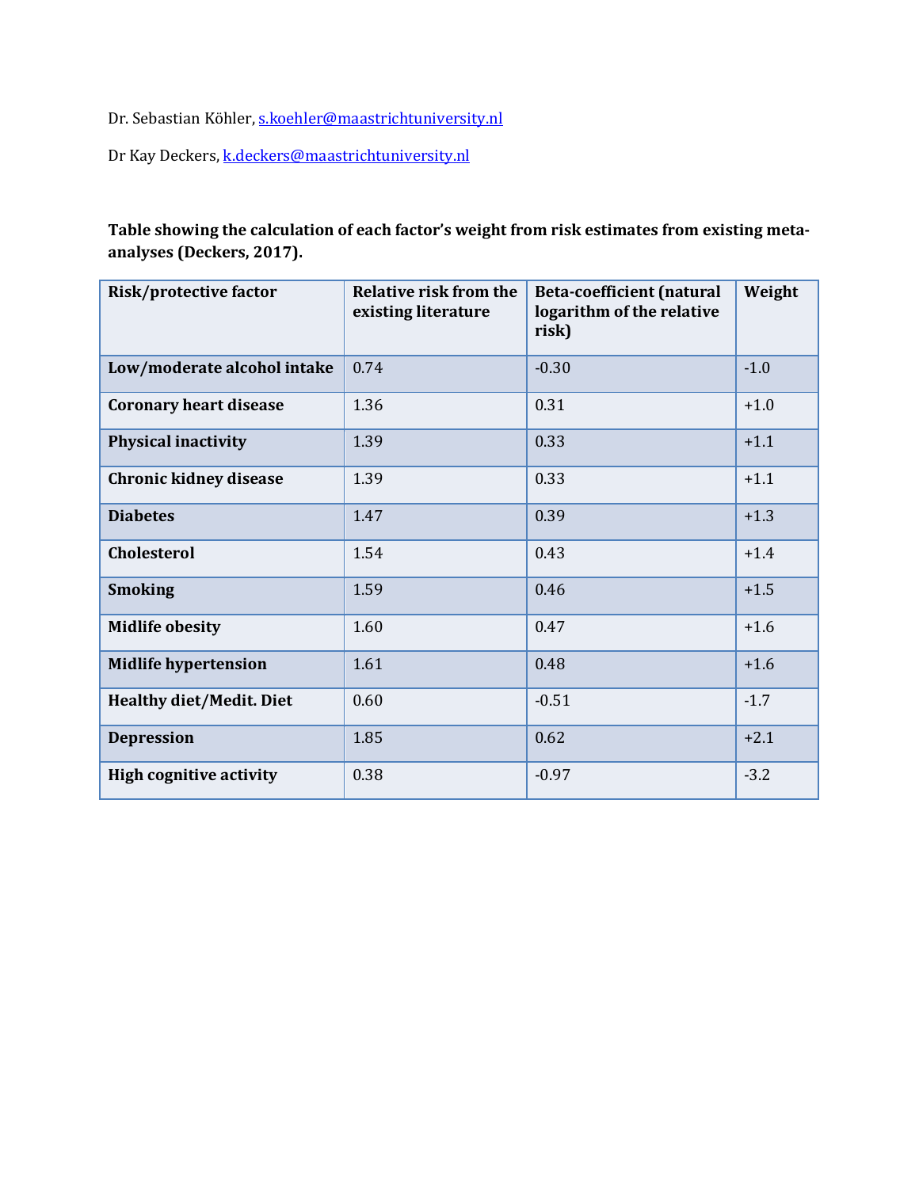Dr. Sebastian Köhler, s.koehler@maastrichtuniversity.nl

Dr Kay Deckers, k.deckers@maastrichtuniversity.nl

**Table showing the calculation of each factor's weight from risk estimates from existing meta-analyses (Deckers, 2017).**

| Risk/protective factor | Relative risk from the existing literature | Beta-coefficient (natural logarithm of the relative risk) | Weight |
|---|---|---|---|
| **Low/moderate alcohol intake** | 0.74 | -0.30 | -1.0 |
| **Coronary heart disease** | 1.36 | 0.31 | +1.0 |
| **Physical inactivity** | 1.39 | 0.33 | +1.1 |
| **Chronic kidney disease** | 1.39 | 0.33 | +1.1 |
| **Diabetes** | 1.47 | 0.39 | +1.3 |
| **Cholesterol** | 1.54 | 0.43 | +1.4 |
| **Smoking** | 1.59 | 0.46 | +1.5 |
| **Midlife obesity** | 1.60 | 0.47 | +1.6 |
| **Midlife hypertension** | 1.61 | 0.48 | +1.6 |
| **Healthy diet/Medit. Diet** | 0.60 | -0.51 | -1.7 |
| **Depression** | 1.85 | 0.62 | +2.1 |
| **High cognitive activity** | 0.38 | -0.97 | -3.2 |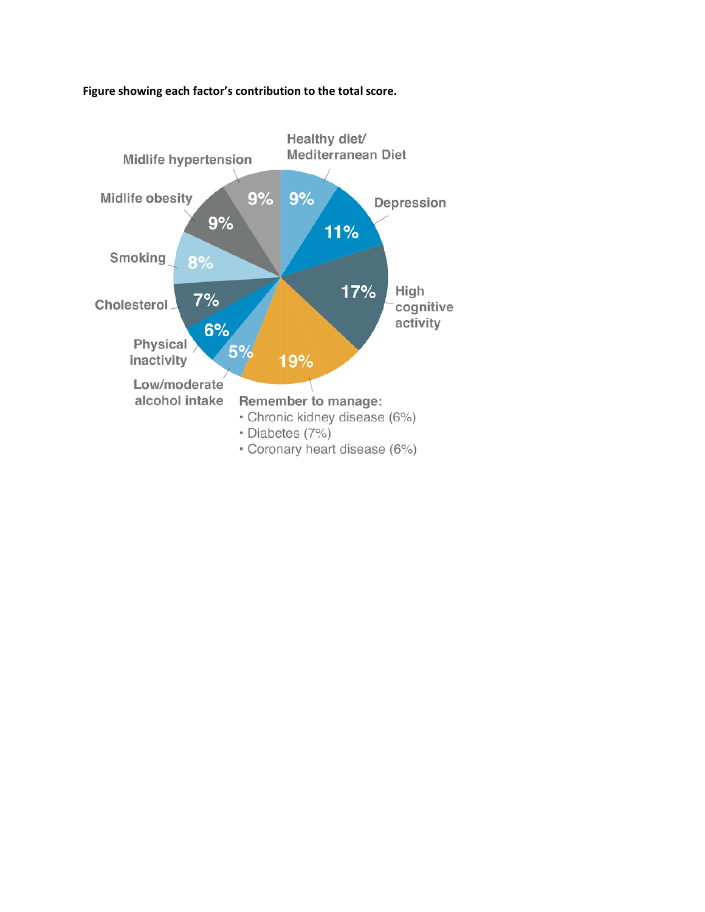**Figure showing each factor's contribution to the total score.**

Healthy diet/ Mediterranean Diet 9%

Depression 11%

High cognitive activity 17%

19%

Remember to manage:
- Chronic kidney disease (6%)
- Diabetes (7%)
- Coronary heart disease (6%)

Low/moderate alcohol intake 5%

Physical inactivity 6%

Cholesterol 7%

Smoking 8%

Midlife obesity 9%

Midlife hypertension 9%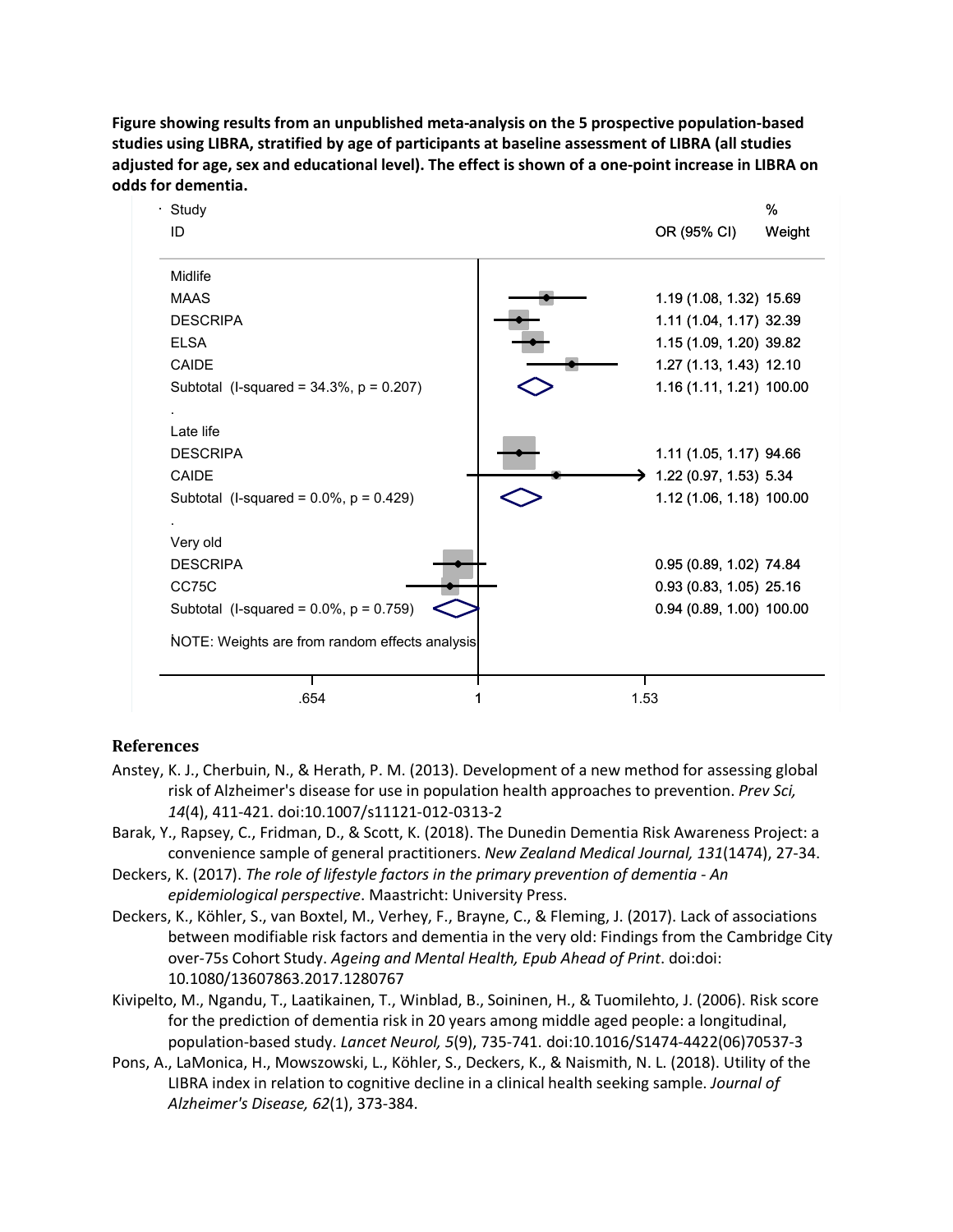**Figure showing results from an unpublished meta-analysis on the 5 prospective population-based studies using LIBRA, stratified by age of participants at baseline assessment of LIBRA (all studies adjusted for age, sex and educational level). The effect is shown of a one-point increase in LIBRA on odds for dementia.**

Study ID

OR (95% CI)

% Weight

Midlife

MAAS 1.19 (1.08, 1.32) 15.69

DESCRIPA 1.11 (1.04, 1.17) 32.39

ELSA 1.15 (1.09, 1.20) 39.82

CAIDE 1.27 (1.13, 1.43) 12.10

Subtotal (I-squared = 34.3%, p = 0.207) 1.16 (1.11, 1.21) 100.00

Late life

DESCRIPA 1.11 (1.05, 1.17) 94.66

CAIDE 1.22 (0.97, 1.53) 5.34

Subtotal (I-squared = 0.0%, p = 0.429) 1.12 (1.06, 1.18) 100.00

Very old

DESCRIPA 0.95 (0.89, 1.02) 74.84

CC75C 0.93 (0.83, 1.05) 25.16

Subtotal (I-squared = 0.0%, p = 0.759) 0.94 (0.89, 1.00) 100.00

NOTE: Weights are from random effects analysis

.654

1

1.53

## References

Anstey, K. J., Cherbuin, N., & Herath, P. M. (2013). Development of a new method for assessing global risk of Alzheimer's disease for use in population health approaches to prevention. *Prev Sci, 14*(4), 411-421. doi:10.1007/s11121-012-0313-2

Barak, Y., Rapsey, C., Fridman, D., & Scott, K. (2018). The Dunedin Dementia Risk Awareness Project: a convenience sample of general practitioners. *New Zealand Medical Journal, 131*(1474), 27-34.

Deckers, K. (2017). *The role of lifestyle factors in the primary prevention of dementia - An epidemiological perspective*. Maastricht: University Press.

Deckers, K., Köhler, S., van Boxtel, M., Verhey, F., Brayne, C., & Fleming, J. (2017). Lack of associations between modifiable risk factors and dementia in the very old: Findings from the Cambridge City over-75s Cohort Study. *Ageing and Mental Health, Epub Ahead of Print*. doi:doi: 10.1080/13607863.2017.1280767

Kivipelto, M., Ngandu, T., Laatikainen, T., Winblad, B., Soininen, H., & Tuomilehto, J. (2006). Risk score for the prediction of dementia risk in 20 years among middle aged people: a longitudinal, population-based study. *Lancet Neurol, 5*(9), 735-741. doi:10.1016/S1474-4422(06)70537-3

Pons, A., LaMonica, H., Mowszowski, L., Köhler, S., Deckers, K., & Naismith, N. L. (2018). Utility of the LIBRA index in relation to cognitive decline in a clinical health seeking sample. *Journal of Alzheimer's Disease, 62*(1), 373-384.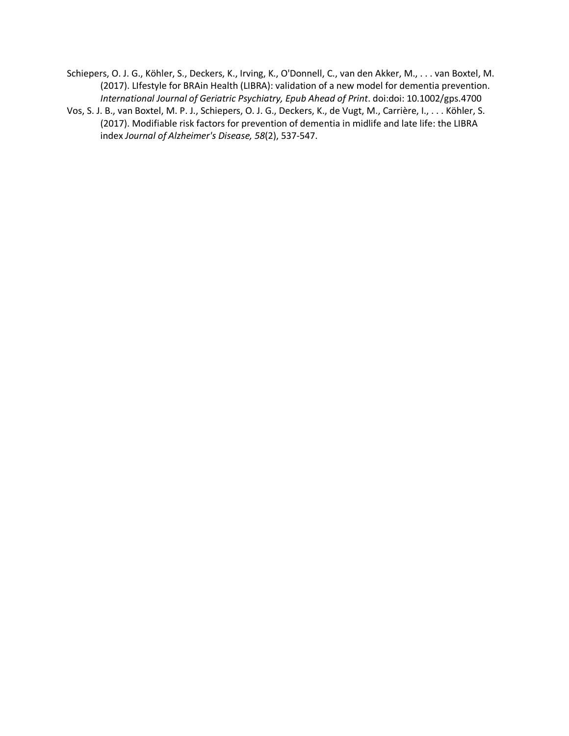Schiepers, O. J. G., Köhler, S., Deckers, K., Irving, K., O'Donnell, C., van den Akker, M., . . . van Boxtel, M. (2017). LIfestyle for BRAin Health (LIBRA): validation of a new model for dementia prevention. *International Journal of Geriatric Psychiatry, Epub Ahead of Print*. doi:doi: 10.1002/gps.4700

Vos, S. J. B., van Boxtel, M. P. J., Schiepers, O. J. G., Deckers, K., de Vugt, M., Carrière, I., . . . Köhler, S. (2017). Modifiable risk factors for prevention of dementia in midlife and late life: the LIBRA index *Journal of Alzheimer's Disease, 58*(2), 537-547.